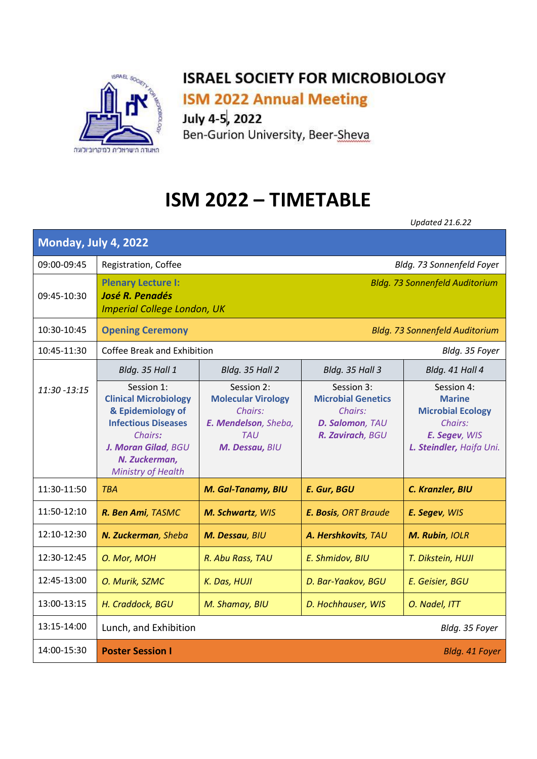**ISRAEL SOCIETY FOR MICROBIOLOGY**

**ISM 2022 Annual Meeting**

**July 4-5, 2022**

Ben-Gurion University, Beer-Sheva

# ISM 2022 – TIMETABLE

*Updated 21.6.22*

## Monday, July 4, 2022

| Time | | | | |
|---|---|---|---|---|
| 09:00-09:45 | Registration, Coffee — *Bldg. 73 Sonnenfeld Foyer* | | | |
| 09:45-10:30 | **Plenary Lecture I:** ***José R. Penadés*** *Imperial College London, UK* — *Bldg. 73 Sonnenfeld Auditorium* | | | |
| 10:30-10:45 | **Opening Ceremony** — *Bldg. 73 Sonnenfeld Auditorium* | | | |
| 10:45-11:30 | Coffee Break and Exhibition — *Bldg. 35 Foyer* | | | |
| *11:30 -13:15* | *Bldg. 35 Hall 1* | *Bldg. 35 Hall 2* | *Bldg. 35 Hall 3* | *Bldg. 41 Hall 4* |
| | Session 1: **Clinical Microbiology & Epidemiology of Infectious Diseases** *Chairs:* ***J. Moran Gilad****, BGU* ***N. Zuckerman,*** *Ministry of Health* | Session 2: **Molecular Virology** *Chairs:* ***E. Mendelson****, Sheba, TAU* ***M. Dessau****, BIU* | Session 3: **Microbial Genetics** *Chairs:* ***D. Salomon****, TAU* ***R. Zavirach****, BGU* | Session 4: **Marine Microbial Ecology** *Chairs:* ***E. Segev****, WIS* ***L. Steindler****, Haifa Uni.* |
| 11:30-11:50 | *TBA* | ***M. Gal-Tanamy, BIU*** | ***E. Gur, BGU*** | ***C. Kranzler, BIU*** |
| 11:50-12:10 | ***R. Ben Ami****, TASMC* | ***M. Schwartz****, WIS* | ***E. Bosis****, ORT Braude* | ***E. Segev****, WIS* |
| 12:10-12:30 | ***N. Zuckerman****, Sheba* | ***M. Dessau****, BIU* | ***A. Hershkovits****, TAU* | ***M. Rubin****, IOLR* |
| 12:30-12:45 | *O. Mor, MOH* | *R. Abu Rass, TAU* | *E. Shmidov, BIU* | *T. Dikstein, HUJI* |
| 12:45-13:00 | *O. Murik, SZMC* | *K. Das, HUJI* | *D. Bar-Yaakov, BGU* | *E. Geisier, BGU* |
| 13:00-13:15 | *H. Craddock, BGU* | *M. Shamay, BIU* | *D. Hochhauser, WIS* | *O. Nadel, ITT* |
| 13:15-14:00 | Lunch, and Exhibition — *Bldg. 35 Foyer* | | | |
| 14:00-15:30 | **Poster Session I** — *Bldg. 41 Foyer* | | | |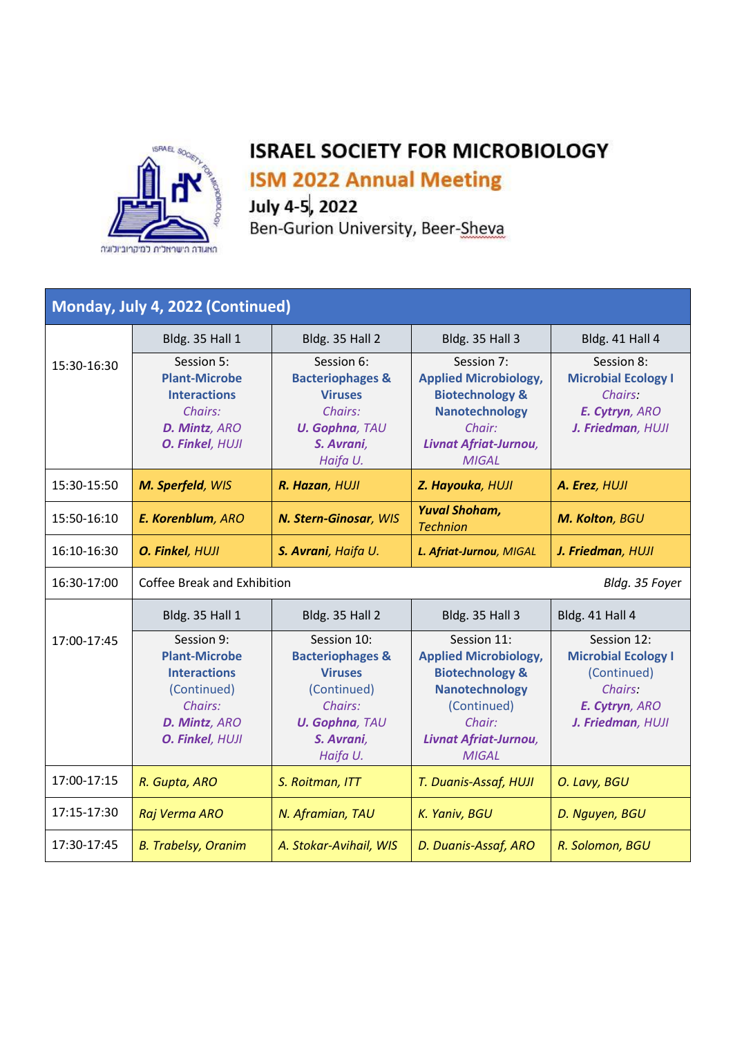# ISRAEL SOCIETY FOR MICROBIOLOGY

## ISM 2022 Annual Meeting

**July 4-5, 2022**

Ben-Gurion University, Beer-Sheva

| **Monday, July 4, 2022 (Continued)** | | | | |
|---|---|---|---|---|
| 15:30-16:30 | Bldg. 35 Hall 1 | Bldg. 35 Hall 2 | Bldg. 35 Hall 3 | Bldg. 41 Hall 4 |
| | Session 5: **Plant-Microbe Interactions** *Chairs:* ***D. Mintz**, ARO* ***O. Finkel**, HUJI* | Session 6: **Bacteriophages & Viruses** *Chairs:* ***U. Gophna**, TAU* ***S. Avrani**, Haifa U.* | Session 7: **Applied Microbiology, Biotechnology & Nanotechnology** *Chair:* ***Livnat Afriat-Jurnou**, MIGAL* | Session 8: **Microbial Ecology I** *Chairs:* ***E. Cytryn**, ARO* ***J. Friedman**, HUJI* |
| 15:30-15:50 | ***M. Sperfeld**, WIS* | ***R. Hazan**, HUJI* | ***Z. Hayouka**, HUJI* | ***A. Erez**, HUJI* |
| 15:50-16:10 | ***E. Korenblum**, ARO* | ***N. Stern-Ginosar**, WIS* | ***Yuval Shoham**, Technion* | ***M. Kolton**, BGU* |
| 16:10-16:30 | ***O. Finkel**, HUJI* | ***S. Avrani**, Haifa U.* | ***L. Afriat-Jurnou**, MIGAL* | ***J. Friedman**, HUJI* |
| 16:30-17:00 | Coffee Break and Exhibition | | | *Bldg. 35 Foyer* |
| 17:00-17:45 | Bldg. 35 Hall 1 | Bldg. 35 Hall 2 | Bldg. 35 Hall 3 | Bldg. 41 Hall 4 |
| | Session 9: **Plant-Microbe Interactions** (Continued) *Chairs:* ***D. Mintz**, ARO* ***O. Finkel**, HUJI* | Session 10: **Bacteriophages & Viruses** (Continued) *Chairs:* ***U. Gophna**, TAU* ***S. Avrani**, Haifa U.* | Session 11: **Applied Microbiology, Biotechnology & Nanotechnology** (Continued) *Chair:* ***Livnat Afriat-Jurnou**, MIGAL* | Session 12: **Microbial Ecology I** (Continued) *Chairs:* ***E. Cytryn**, ARO* ***J. Friedman**, HUJI* |
| 17:00-17:15 | *R. Gupta, ARO* | *S. Roitman, ITT* | *T. Duanis-Assaf, HUJI* | *O. Lavy, BGU* |
| 17:15-17:30 | *Raj Verma ARO* | *N. Aframian, TAU* | *K. Yaniv, BGU* | *D. Nguyen, BGU* |
| 17:30-17:45 | *B. Trabelsy, Oranim* | *A. Stokar-Avihail, WIS* | *D. Duanis-Assaf, ARO* | *R. Solomon, BGU* |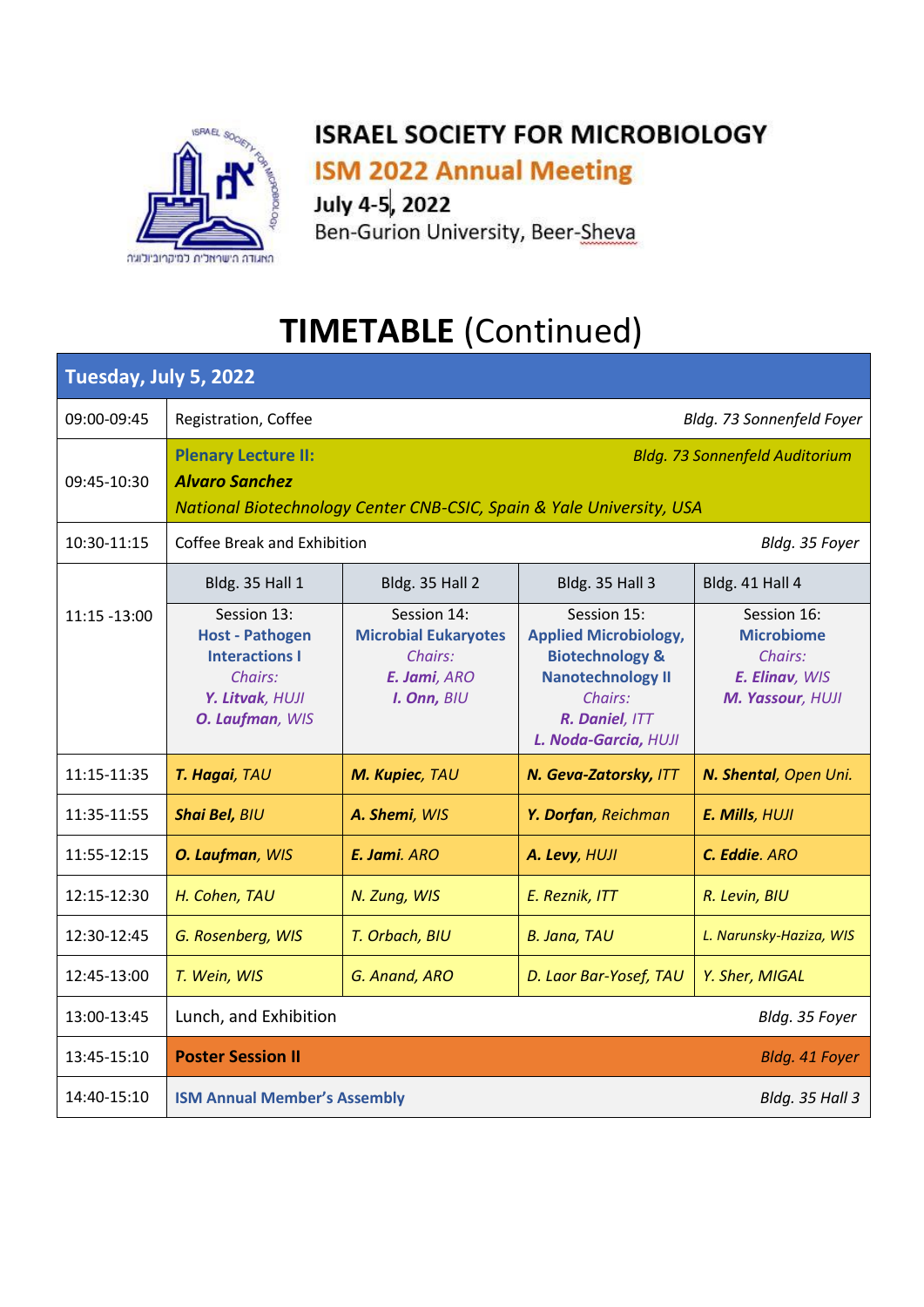**ISRAEL SOCIETY FOR MICROBIOLOGY**

**ISM 2022 Annual Meeting**

**July 4-5, 2022**

Ben-Gurion University, Beer-Sheva

# **TIMETABLE** (Continued)

| **Tuesday, July 5, 2022** | | | | |
|---|---|---|---|---|
| 09:00-09:45 | Registration, Coffee — *Bldg. 73 Sonnenfeld Foyer* | | | |
| 09:45-10:30 | **Plenary Lecture II:** — *Bldg. 73 Sonnenfeld Auditorium*<br>***Alvaro Sanchez***<br>*National Biotechnology Center CNB-CSIC, Spain & Yale University, USA* | | | |
| 10:30-11:15 | Coffee Break and Exhibition — *Bldg. 35 Foyer* | | | |
| 11:15 -13:00 | Bldg. 35 Hall 1 | Bldg. 35 Hall 2 | Bldg. 35 Hall 3 | Bldg. 41 Hall 4 |
| | Session 13:<br>**Host - Pathogen Interactions I**<br>*Chairs:*<br>***Y. Litvak**, HUJI*<br>***O. Laufman**, WIS* | Session 14:<br>**Microbial Eukaryotes**<br>*Chairs:*<br>***E. Jami**, ARO*<br>***I. Onn**, BIU* | Session 15:<br>**Applied Microbiology, Biotechnology & Nanotechnology II**<br>*Chairs:*<br>***R. Daniel**, ITT*<br>***L. Noda-Garcia**, HUJI* | Session 16:<br>**Microbiome**<br>*Chairs:*<br>***E. Elinav**, WIS*<br>***M. Yassour**, HUJI* |
| 11:15-11:35 | ***T. Hagai**, TAU* | ***M. Kupiec**, TAU* | ***N. Geva-Zatorsky, ITT*** | ***N. Shental**, Open Uni.* |
| 11:35-11:55 | ***Shai Bel**, BIU* | ***A. Shemi**, WIS* | ***Y. Dorfan**, Reichman* | ***E. Mills**, HUJI* |
| 11:55-12:15 | ***O. Laufman**, WIS* | ***E. Jami**. ARO* | ***A. Levy**, HUJI* | ***C. Eddie**. ARO* |
| 12:15-12:30 | *H. Cohen, TAU* | *N. Zung, WIS* | *E. Reznik, ITT* | *R. Levin, BIU* |
| 12:30-12:45 | *G. Rosenberg, WIS* | *T. Orbach, BIU* | *B. Jana, TAU* | *L. Narunsky-Haziza, WIS* |
| 12:45-13:00 | *T. Wein, WIS* | *G. Anand, ARO* | *D. Laor Bar-Yosef, TAU* | *Y. Sher, MIGAL* |
| 13:00-13:45 | Lunch, and Exhibition — *Bldg. 35 Foyer* | | | |
| 13:45-15:10 | **Poster Session II** — *Bldg. 41 Foyer* | | | |
| 14:40-15:10 | **ISM Annual Member's Assembly** — *Bldg. 35 Hall 3* | | | |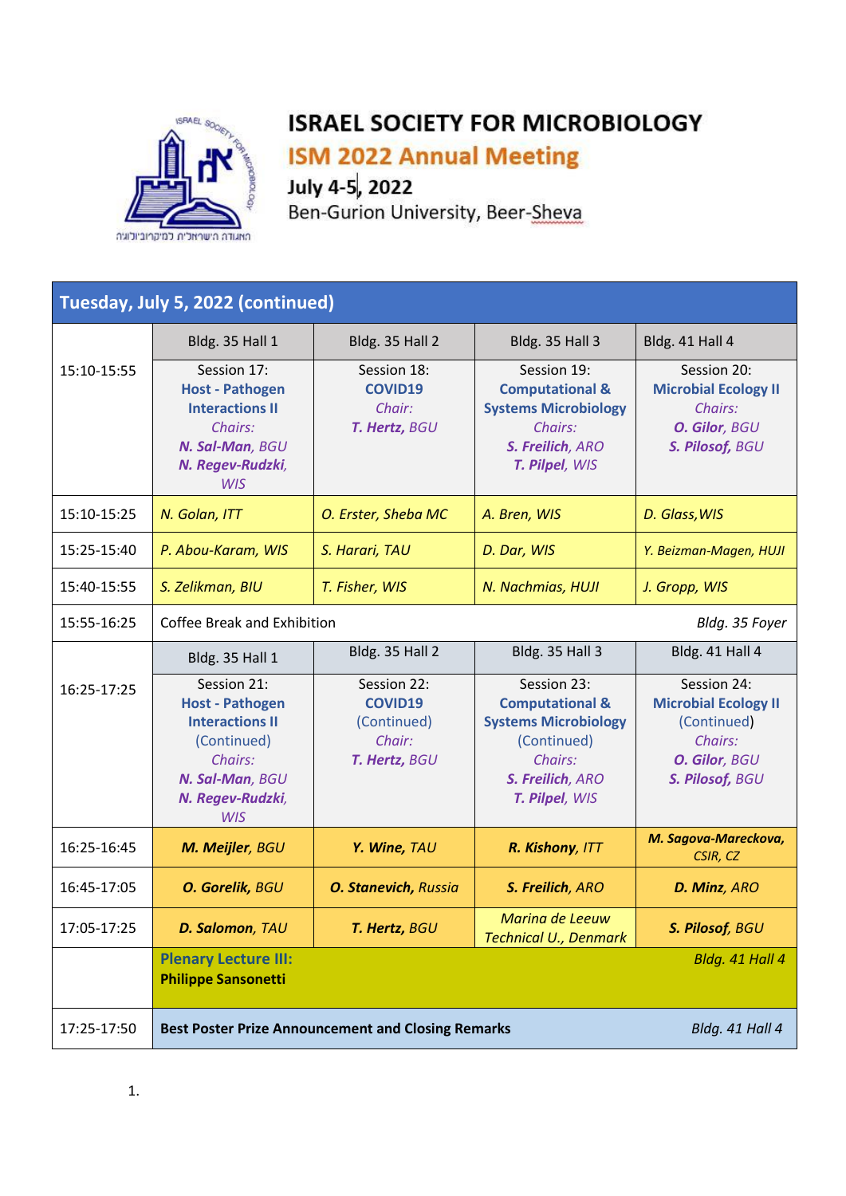# ISRAEL SOCIETY FOR MICROBIOLOGY

## ISM 2022 Annual Meeting

**July 4-5, 2022**

Ben-Gurion University, Beer-Sheva

| Tuesday, July 5, 2022 (continued) | | | | |
|---|---|---|---|---|
| 15:10-15:55 | Bldg. 35 Hall 1 | Bldg. 35 Hall 2 | Bldg. 35 Hall 3 | Bldg. 41 Hall 4 |
| | Session 17: **Host - Pathogen Interactions II** *Chairs:* ***N. Sal-Man**, BGU* ***N. Regev-Rudzki**, WIS* | Session 18: **COVID19** *Chair:* ***T. Hertz**, BGU* | Session 19: **Computational & Systems Microbiology** *Chairs:* ***S. Freilich**, ARO* ***T. Pilpel**, WIS* | Session 20: **Microbial Ecology II** *Chairs:* ***O. Gilor**, BGU* ***S. Pilosof**, BGU* |
| 15:10-15:25 | *N. Golan, ITT* | *O. Erster, Sheba MC* | *A. Bren, WIS* | *D. Glass,WIS* |
| 15:25-15:40 | *P. Abou-Karam, WIS* | *S. Harari, TAU* | *D. Dar, WIS* | *Y. Beizman-Magen, HUJI* |
| 15:40-15:55 | *S. Zelikman, BIU* | *T. Fisher, WIS* | *N. Nachmias, HUJI* | *J. Gropp, WIS* |
| 15:55-16:25 | Coffee Break and Exhibition | | | *Bldg. 35 Foyer* |
| 16:25-17:25 | Bldg. 35 Hall 1 | Bldg. 35 Hall 2 | Bldg. 35 Hall 3 | Bldg. 41 Hall 4 |
| | Session 21: **Host - Pathogen Interactions II** (Continued) *Chairs:* ***N. Sal-Man**, BGU* ***N. Regev-Rudzki**, WIS* | Session 22: **COVID19** (Continued) *Chair:* ***T. Hertz**, BGU* | Session 23: **Computational & Systems Microbiology** (Continued) *Chairs:* ***S. Freilich**, ARO* ***T. Pilpel**, WIS* | Session 24: **Microbial Ecology II** (Continued) *Chairs:* ***O. Gilor**, BGU* ***S. Pilosof**, BGU* |
| 16:25-16:45 | ***M. Meijler**, BGU* | ***Y. Wine**, TAU* | ***R. Kishony**, ITT* | ***M. Sagova-Mareckova**, CSIR, CZ* |
| 16:45-17:05 | ***O. Gorelik**, BGU* | ***O. Stanevich**, Russia* | ***S. Freilich**, ARO* | ***D. Minz**, ARO* |
| 17:05-17:25 | ***D. Salomon**, TAU* | ***T. Hertz**, BGU* | *Marina de Leeuw Technical U., Denmark* | ***S. Pilosof**, BGU* |
| | **Plenary Lecture III:** **Philippe Sansonetti** | | | *Bldg. 41 Hall 4* |
| 17:25-17:50 | **Best Poster Prize Announcement and Closing Remarks** | | | *Bldg. 41 Hall 4* |

1.